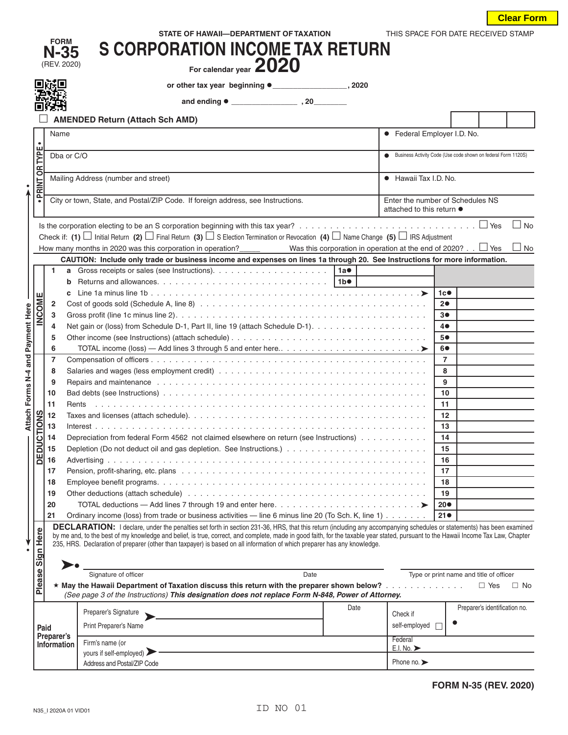Clear Form

STATE OF HAWAII—DEPARTMENT OF TAXATION

THIS SPACE FOR DATE RECEIVED STAMP

FORM **N-35** (REV. 2020)

# S CORPORATION INCOME TAX RETURN

For calendar year **2020**

or other tax year beginning ● _________________, 2020

and ending ● _______________ , 20________

☐ **AMENDED Return (Attach Sch AMD)**

| • PRINT OR TYPE • | |
|---|---|
| Name | ● Federal Employer I.D. No. |
| Dba or C/O | ● Business Activity Code (Use code shown on federal Form 1120S) |
| Mailing Address (number and street) | ● Hawaii Tax I.D. No. |
| City or town, State, and Postal/ZIP Code. If foreign address, see Instructions. | Enter the number of Schedules NS attached to this return ● |

Is the corporation electing to be an S corporation beginning with this tax year? . . . . ☐ Yes ☐ No

Check if: (1) ☐ Initial Return (2) ☐ Final Return (3) ☐ S Election Termination or Revocation (4) ☐ Name Change (5) ☐ IRS Adjustment

How many months in 2020 was this corporation in operation?_____ Was this corporation in operation at the end of 2020? . . ☐ Yes ☐ No

**CAUTION: Include only trade or business income and expenses on lines 1a through 20. See Instructions for more information.**

| | Line | Description | | | Line | Amount |
|---|---|---|---|---|---|---|
| INCOME | 1 a | Gross receipts or sales (see Instructions). | 1a● | | | |
| | b | Returns and allowances. | 1b● | | | |
| | c | Line 1a minus line 1b | | | 1c● | |
| | 2 | Cost of goods sold (Schedule A, line 8) | | | 2● | |
| | 3 | Gross profit (line 1c minus line 2). | | | 3● | |
| | 4 | Net gain or (loss) from Schedule D-1, Part II, line 19 (attach Schedule D-1). | | | 4● | |
| | 5 | Other income (see Instructions) (attach schedule) | | | 5● | |
| | 6 | TOTAL income (loss) — Add lines 3 through 5 and enter here. | | | 6● | |
| DEDUCTIONS | 7 | Compensation of officers | | | 7 | |
| | 8 | Salaries and wages (less employment credit) | | | 8 | |
| | 9 | Repairs and maintenance | | | 9 | |
| | 10 | Bad debts (see Instructions) | | | 10 | |
| | 11 | Rents | | | 11 | |
| | 12 | Taxes and licenses (attach schedule). | | | 12 | |
| | 13 | Interest | | | 13 | |
| | 14 | Depreciation from federal Form 4562 not claimed elsewhere on return (see Instructions) | | | 14 | |
| | 15 | Depletion (Do not deduct oil and gas depletion. See Instructions.) | | | 15 | |
| | 16 | Advertising | | | 16 | |
| | 17 | Pension, profit-sharing, etc. plans | | | 17 | |
| | 18 | Employee benefit programs. | | | 18 | |
| | 19 | Other deductions (attach schedule) | | | 19 | |
| | 20 | TOTAL deductions — Add lines 7 through 19 and enter here. | | | 20● | |
| | 21 | Ordinary income (loss) from trade or business activities — line 6 minus line 20 (To Sch. K, line 1) | | | 21● | |

Attach Forms N-4 and Payment Here

**Please Sign Here**

**DECLARATION:** I declare, under the penalties set forth in section 231-36, HRS, that this return (including any accompanying schedules or statements) has been examined by me and, to the best of my knowledge and belief, is true, correct, and complete, made in good faith, for the taxable year stated, pursuant to the Hawaii Income Tax Law, Chapter 235, HRS. Declaration of preparer (other than taxpayer) is based on all information of which preparer has any knowledge.

➤● ______________________________________________

Signature of officer Date Type or print name and title of officer

★ **May the Hawaii Department of Taxation discuss this return with the preparer shown below?** . . . . ☐ Yes ☐ No

*(See page 3 of the Instructions)* ***This designation does not replace Form N-848, Power of Attorney.***

| Paid Preparer's Information | | | | |
|---|---|---|---|---|
| | Preparer's Signature ➤ | Date | Check if self-employed ☐ | Preparer's identification no. ● |
| | Print Preparer's Name | | | |
| | Firm's name (or yours if self-employed) ➤ | | Federal E.I. No. ➤ | |
| | Address and Postal/ZIP Code | | Phone no. ➤ | |

**FORM N-35 (REV. 2020)**

N35_I 2020A 01 VID01

ID NO 01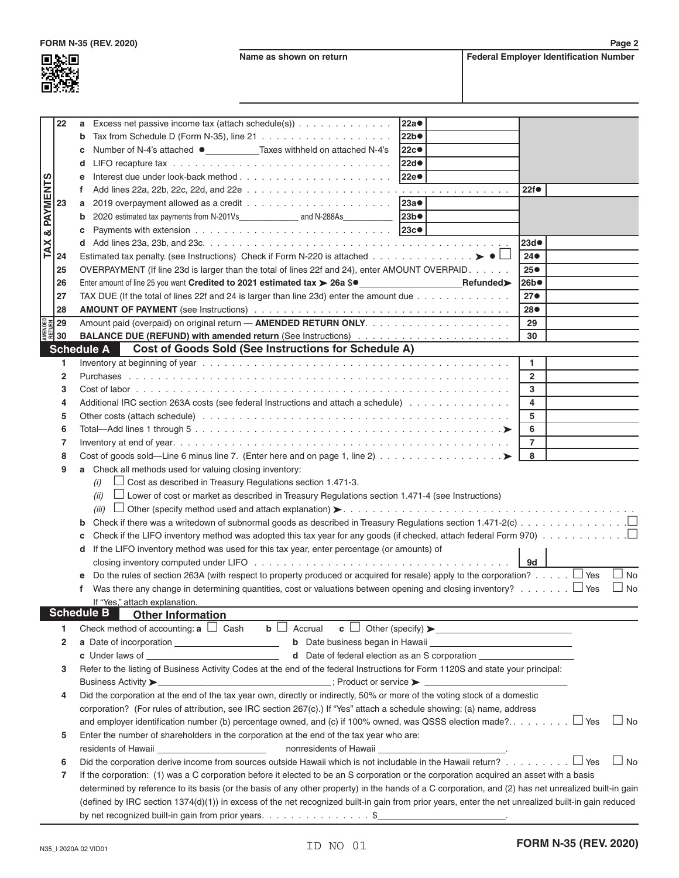FORM N-35 (REV. 2020)

| Name as shown on return | Federal Employer Identification Number |
|---|---|
| | |

**TAX & PAYMENTS**

| Line | Description | | | | |
|---|---|---|---|---|---|
| 22 | **a** Excess net passive income tax (attach schedule(s)) | 22a● | | | |
| | **b** Tax from Schedule D (Form N-35), line 21 | 22b● | | | |
| | **c** Number of N-4's attached ● \_\_\_\_\_\_ Taxes withheld on attached N-4's | 22c● | | | |
| | **d** LIFO recapture tax | 22d● | | | |
| | **e** Interest due under look-back method | 22e● | | | |
| | **f** Add lines 22a, 22b, 22c, 22d, and 22e | | | 22f● | |
| 23 | **a** 2019 overpayment allowed as a credit | 23a● | | | |
| | **b** 2020 estimated tax payments from N-201Vs \_\_\_\_\_\_ and N-288As \_\_\_\_\_\_ | 23b● | | | |
| | **c** Payments with extension | 23c● | | | |
| | **d** Add lines 23a, 23b, and 23c. | | | 23d● | |
| 24 | Estimated tax penalty. (see Instructions) Check if Form N-220 is attached ➤ ● ☐ | | | 24● | |
| 25 | OVERPAYMENT (If line 23d is larger than the total of lines 22f and 24), enter AMOUNT OVERPAID | | | 25● | |
| 26 | Enter amount of line 25 you want **Credited to 2021 estimated tax ➤ 26a** $● \_\_\_\_\_\_ **Refunded➤** | | | 26b● | |
| 27 | TAX DUE (If the total of lines 22f and 24 is larger than line 23d) enter the amount due | | | 27● | |
| 28 | **AMOUNT OF PAYMENT** (see Instructions) | | | 28● | |

**AMENDED RETURN**

| Line | Description | | |
|---|---|---|---|
| 29 | Amount paid (overpaid) on original return — **AMENDED RETURN ONLY** | 29 | |
| 30 | **BALANCE DUE (REFUND) with amended return** (See Instructions) | 30 | |

## Schedule A Cost of Goods Sold (See Instructions for Schedule A)

| Line | Description | | |
|---|---|---|---|
| 1 | Inventory at beginning of year | 1 | |
| 2 | Purchases | 2 | |
| 3 | Cost of labor | 3 | |
| 4 | Additional IRC section 263A costs (see federal Instructions and attach a schedule) | 4 | |
| 5 | Other costs (attach schedule) | 5 | |
| 6 | Total—Add lines 1 through 5 ➤ | 6 | |
| 7 | Inventory at end of year | 7 | |
| 8 | Cost of goods sold—Line 6 minus line 7. (Enter here and on page 1, line 2) ➤ | 8 | |

9 **a** Check all methods used for valuing closing inventory:

*(i)* ☐ Cost as described in Treasury Regulations section 1.471-3.

*(ii)* ☐ Lower of cost or market as described in Treasury Regulations section 1.471-4 (see Instructions)

*(iii)* ☐ Other (specify method used and attach explanation) ➤

**b** Check if there was a writedown of subnormal goods as described in Treasury Regulations section 1.471-2(c) ☐

**c** Check if the LIFO inventory method was adopted this tax year for any goods (if checked, attach federal Form 970) ☐

**d** If the LIFO inventory method was used for this tax year, enter percentage (or amounts) of closing inventory computed under LIFO **9d** \_\_\_\_\_\_

**e** Do the rules of section 263A (with respect to property produced or acquired for resale) apply to the corporation? ☐ Yes ☐ No

**f** Was there any change in determining quantities, cost or valuations between opening and closing inventory? ☐ Yes ☐ No

If "Yes," attach explanation.

## Schedule B Other Information

1 Check method of accounting: **a** ☐ Cash **b** ☐ Accrual **c** ☐ Other (specify) ➤ \_\_\_\_\_\_

2 **a** Date of incorporation \_\_\_\_\_\_ **b** Date business began in Hawaii \_\_\_\_\_\_

**c** Under laws of \_\_\_\_\_\_ **d** Date of federal election as an S corporation \_\_\_\_\_\_

3 Refer to the listing of Business Activity Codes at the end of the federal Instructions for Form 1120S and state your principal: Business Activity ➤ \_\_\_\_\_\_ ; Product or service ➤ \_\_\_\_\_\_

4 Did the corporation at the end of the tax year own, directly or indirectly, 50% or more of the voting stock of a domestic corporation? (For rules of attribution, see IRC section 267(c).) If "Yes" attach a schedule showing: (a) name, address and employer identification number (b) percentage owned, and (c) if 100% owned, was QSSS election made? ☐ Yes ☐ No

5 Enter the number of shareholders in the corporation at the end of the tax year who are:
residents of Hawaii \_\_\_\_\_\_ nonresidents of Hawaii \_\_\_\_\_\_.

6 Did the corporation derive income from sources outside Hawaii which is not includable in the Hawaii return? ☐ Yes ☐ No

7 If the corporation: (1) was a C corporation before it elected to be an S corporation or the corporation acquired an asset with a basis determined by reference to its basis (or the basis of any other property) in the hands of a C corporation, and (2) has net unrealized built-in gain (defined by IRC section 1374(d)(1)) in excess of the net recognized built-in gain from prior years, enter the net unrealized built-in gain reduced by net recognized built-in gain from prior years. $\_\_\_\_\_\_.

N35_I 2020A 02 VID01 ID NO 01 FORM N-35 (REV. 2020)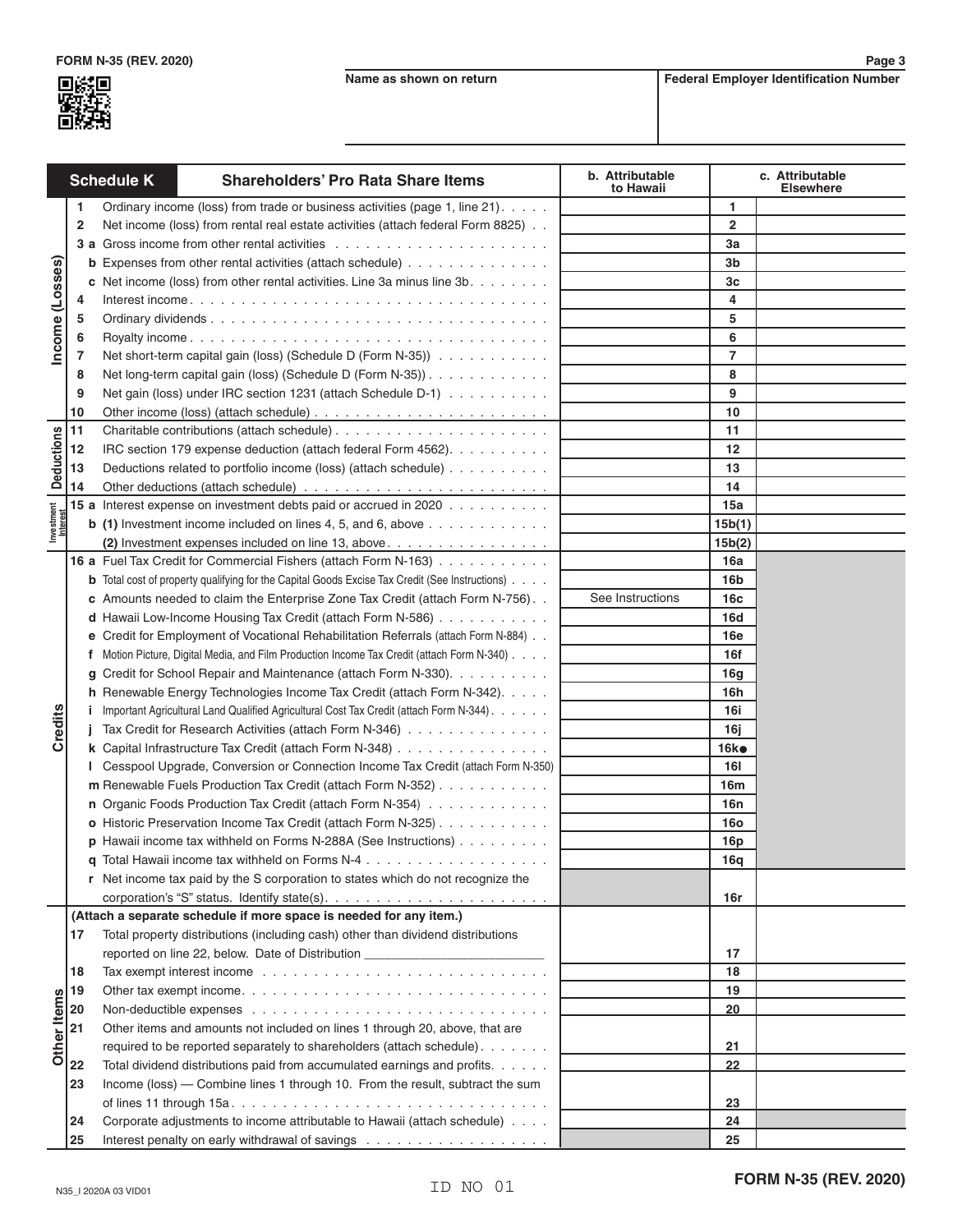FORM N-35 (REV. 2020)

| Name as shown on return | Federal Employer Identification Number |
|---|---|
| | |

## Schedule K — Shareholders' Pro Rata Share Items

| Section | Line | Description | b. Attributable to Hawaii | Line | c. Attributable Elsewhere |
|---|---|---|---|---|---|
| Income (Losses) | 1 | Ordinary income (loss) from trade or business activities (page 1, line 21) | | 1 | |
| | 2 | Net income (loss) from rental real estate activities (attach federal Form 8825) | | 2 | |
| | 3 a | Gross income from other rental activities | | 3a | |
| | b | Expenses from other rental activities (attach schedule) | | 3b | |
| | c | Net income (loss) from other rental activities. Line 3a minus line 3b | | 3c | |
| | 4 | Interest income | | 4 | |
| | 5 | Ordinary dividends | | 5 | |
| | 6 | Royalty income | | 6 | |
| | 7 | Net short-term capital gain (loss) (Schedule D (Form N-35)) | | 7 | |
| | 8 | Net long-term capital gain (loss) (Schedule D (Form N-35)) | | 8 | |
| | 9 | Net gain (loss) under IRC section 1231 (attach Schedule D-1) | | 9 | |
| | 10 | Other income (loss) (attach schedule) | | 10 | |
| Deductions | 11 | Charitable contributions (attach schedule) | | 11 | |
| | 12 | IRC section 179 expense deduction (attach federal Form 4562) | | 12 | |
| | 13 | Deductions related to portfolio income (loss) (attach schedule) | | 13 | |
| | 14 | Other deductions (attach schedule) | | 14 | |
| Investment Interest | 15 a | Interest expense on investment debts paid or accrued in 2020 | | 15a | |
| | b (1) | Investment income included on lines 4, 5, and 6, above | | 15b(1) | |
| | (2) | Investment expenses included on line 13, above | | 15b(2) | |
| Credits | 16 a | Fuel Tax Credit for Commercial Fishers (attach Form N-163) | | 16a | |
| | b | Total cost of property qualifying for the Capital Goods Excise Tax Credit (See Instructions) | | 16b | |
| | c | Amounts needed to claim the Enterprise Zone Tax Credit (attach Form N-756) | See Instructions | 16c | |
| | d | Hawaii Low-Income Housing Tax Credit (attach Form N-586) | | 16d | |
| | e | Credit for Employment of Vocational Rehabilitation Referrals (attach Form N-884) | | 16e | |
| | f | Motion Picture, Digital Media, and Film Production Income Tax Credit (attach Form N-340) | | 16f | |
| | g | Credit for School Repair and Maintenance (attach Form N-330) | | 16g | |
| | h | Renewable Energy Technologies Income Tax Credit (attach Form N-342) | | 16h | |
| | i | Important Agricultural Land Qualified Agricultural Cost Tax Credit (attach Form N-344) | | 16i | |
| | j | Tax Credit for Research Activities (attach Form N-346) | | 16j | |
| | k | Capital Infrastructure Tax Credit (attach Form N-348) | | 16k● | |
| | l | Cesspool Upgrade, Conversion or Connection Income Tax Credit (attach Form N-350) | | 16l | |
| | m | Renewable Fuels Production Tax Credit (attach Form N-352) | | 16m | |
| | n | Organic Foods Production Tax Credit (attach Form N-354) | | 16n | |
| | o | Historic Preservation Income Tax Credit (attach Form N-325) | | 16o | |
| | p | Hawaii income tax withheld on Forms N-288A (See Instructions) | | 16p | |
| | q | Total Hawaii income tax withheld on Forms N-4 | | 16q | |
| | r | Net income tax paid by the S corporation to states which do not recognize the corporation's "S" status. Identify state(s). | | 16r | |
| Other Items | | (Attach a separate schedule if more space is needed for any item.) | | | |
| | 17 | Total property distributions (including cash) other than dividend distributions reported on line 22, below. Date of Distribution ________________________ | | 17 | |
| | 18 | Tax exempt interest income | | 18 | |
| | 19 | Other tax exempt income | | 19 | |
| | 20 | Non-deductible expenses | | 20 | |
| | 21 | Other items and amounts not included on lines 1 through 20, above, that are required to be reported separately to shareholders (attach schedule) | | 21 | |
| | 22 | Total dividend distributions paid from accumulated earnings and profits | | 22 | |
| | 23 | Income (loss) — Combine lines 1 through 10. From the result, subtract the sum of lines 11 through 15a | | 23 | |
| | 24 | Corporate adjustments to income attributable to Hawaii (attach schedule) | | 24 | |
| | 25 | Interest penalty on early withdrawal of savings | | 25 | |

N35_I 2020A 03 VID01

ID NO 01

FORM N-35 (REV. 2020)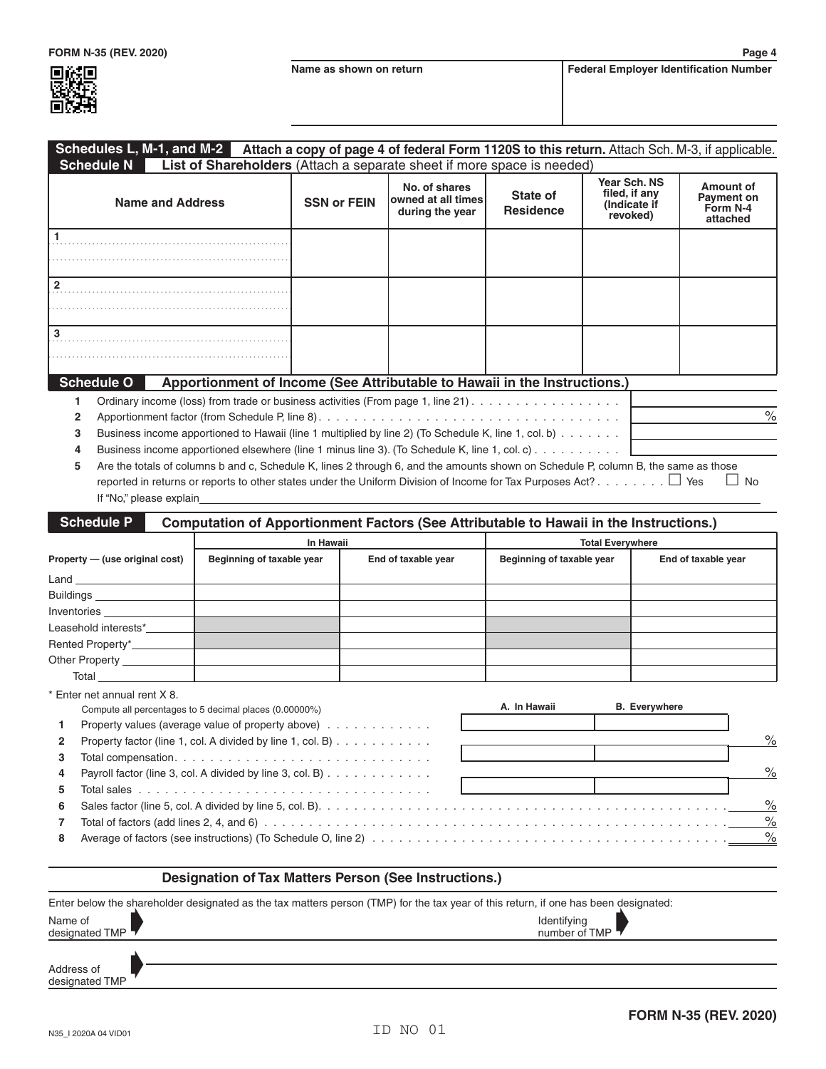FORM N-35 (REV. 2020)

| Name as shown on return | Federal Employer Identification Number |
|---|---|
| | |

**Schedules L, M-1, and M-2** **Attach a copy of page 4 of federal Form 1120S to this return.** Attach Sch. M-3, if applicable.

**Schedule N** **List of Shareholders** (Attach a separate sheet if more space is needed)

| Name and Address | SSN or FEIN | No. of shares owned at all times during the year | State of Residence | Year Sch. NS filed, if any (Indicate if revoked) | Amount of Payment on Form N-4 attached |
|---|---|---|---|---|---|
| 1 | | | | | |
| 2 | | | | | |
| 3 | | | | | |

**Schedule O** **Apportionment of Income (See Attributable to Hawaii in the Instructions.)**

1 Ordinary income (loss) from trade or business activities (From page 1, line 21) . . . . . . . . . . . . . . . . . . ________

2 Apportionment factor (from Schedule P, line 8). . . . . . . . . . . . . . . . . . . . . . . . . . . . . . . . . . . . . . ________ %

3 Business income apportioned to Hawaii (line 1 multiplied by line 2) (To Schedule K, line 1, col. b) . . . . . . . ________

4 Business income apportioned elsewhere (line 1 minus line 3). (To Schedule K, line 1, col. c) . . . . . . . . . . ________

5 Are the totals of columns b and c, Schedule K, lines 2 through 6, and the amounts shown on Schedule P, column B, the same as those reported in returns or reports to other states under the Uniform Division of Income for Tax Purposes Act? . . . . . . . . ☐ Yes ☐ No

If "No," please explain________________________________________

**Schedule P** **Computation of Apportionment Factors (See Attributable to Hawaii in the Instructions.)**

| Property — (use original cost) | In Hawaii | | Total Everywhere | |
|---|---|---|---|---|
| | Beginning of taxable year | End of taxable year | Beginning of taxable year | End of taxable year |
| Land | | | | |
| Buildings | | | | |
| Inventories | | | | |
| Leasehold interests* | | | | |
| Rented Property* | | | | |
| Other Property | | | | |
| Total | | | | |

\* Enter net annual rent X 8.

Compute all percentages to 5 decimal places (0.00000%)

| | | A. In Hawaii | B. Everywhere | |
|---|---|---|---|---|
| 1 | Property values (average value of property above) . . . . . . . . . . . . | | | |
| 2 | Property factor (line 1, col. A divided by line 1, col. B) . . . . . . . . . . . | | | % |
| 3 | Total compensation. . . . . . . . . . . . . . . . . . . . . . . . . . . . . . | | | |
| 4 | Payroll factor (line 3, col. A divided by line 3, col. B) . . . . . . . . . . . . | | | % |
| 5 | Total sales . . . . . . . . . . . . . . . . . . . . . . . . . . . . . . . . . | | | |
| 6 | Sales factor (line 5, col. A divided by line 5, col. B). . . . . . . . . . . . . | | | % |
| 7 | Total of factors (add lines 2, 4, and 6) . . . . . . . . . . . . . . . . . . | | | % |
| 8 | Average of factors (see instructions) (To Schedule O, line 2) . . . . . . . . | | | % |

## Designation of Tax Matters Person (See Instructions.)

Enter below the shareholder designated as the tax matters person (TMP) for the tax year of this return, if one has been designated:

Name of designated TMP ________________________ Identifying number of TMP ________________________

Address of designated TMP ________________________________________________

FORM N-35 (REV. 2020)

N35_I 2020A 04 VID01

ID NO 01